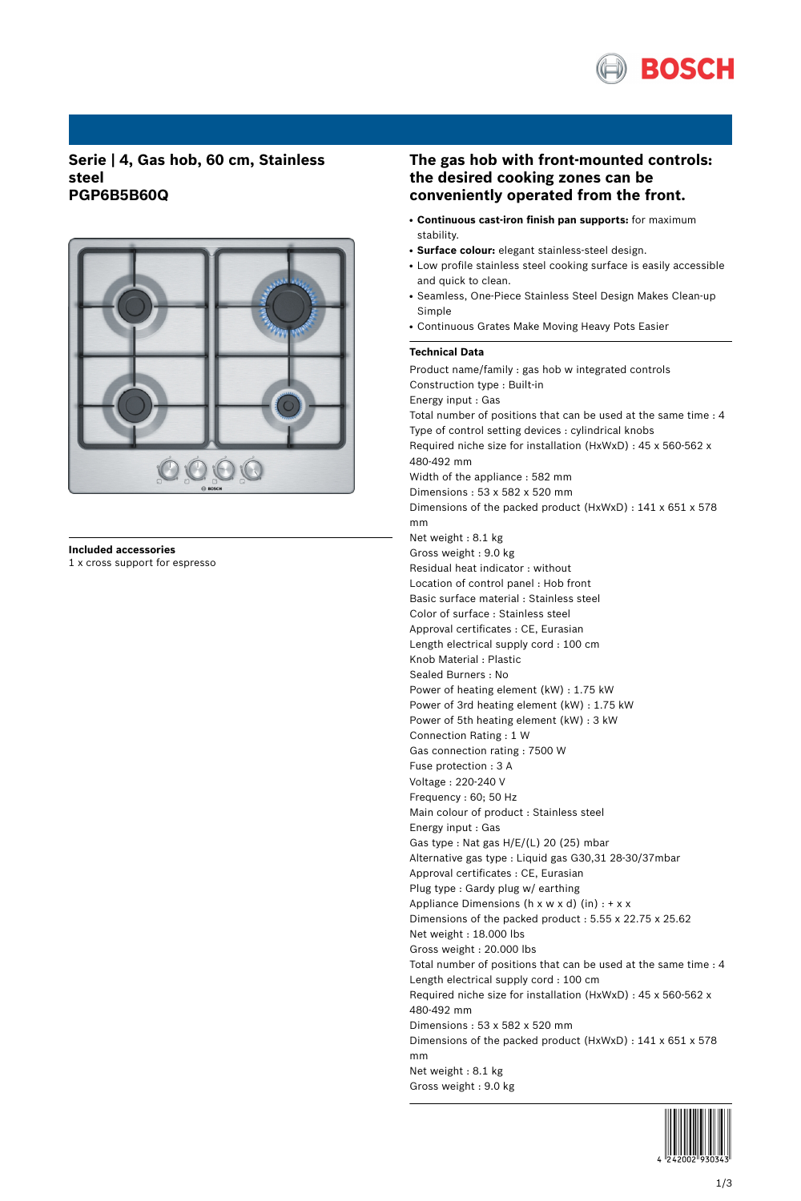# Serie | 4, Gas hob, 60 cm, Stainless steel
# PGP6B5B60Q

**Included accessories**
1 x cross support for espresso

## The gas hob with front-mounted controls: the desired cooking zones can be conveniently operated from the front.

- **Continuous cast-iron finish pan supports:** for maximum stability.
- **Surface colour:** elegant stainless-steel design.
- Low profile stainless steel cooking surface is easily accessible and quick to clean.
- Seamless, One-Piece Stainless Steel Design Makes Clean-up Simple
- Continuous Grates Make Moving Heavy Pots Easier

### Technical Data

Product name/family : gas hob w integrated controls
Construction type : Built-in
Energy input : Gas
Total number of positions that can be used at the same time : 4
Type of control setting devices : cylindrical knobs
Required niche size for installation (HxWxD) : 45 x 560-562 x 480-492 mm
Width of the appliance : 582 mm
Dimensions : 53 x 582 x 520 mm
Dimensions of the packed product (HxWxD) : 141 x 651 x 578 mm
Net weight : 8.1 kg
Gross weight : 9.0 kg
Residual heat indicator : without
Location of control panel : Hob front
Basic surface material : Stainless steel
Color of surface : Stainless steel
Approval certificates : CE, Eurasian
Length electrical supply cord : 100 cm
Knob Material : Plastic
Sealed Burners : No
Power of heating element (kW) : 1.75 kW
Power of 3rd heating element (kW) : 1.75 kW
Power of 5th heating element (kW) : 3 kW
Connection Rating : 1 W
Gas connection rating : 7500 W
Fuse protection : 3 A
Voltage : 220-240 V
Frequency : 60; 50 Hz
Main colour of product : Stainless steel
Energy input : Gas
Gas type : Nat gas H/E/(L) 20 (25) mbar
Alternative gas type : Liquid gas G30,31 28-30/37mbar
Approval certificates : CE, Eurasian
Plug type : Gardy plug w/ earthing
Appliance Dimensions (h x w x d) (in) : + x x
Dimensions of the packed product : 5.55 x 22.75 x 25.62
Net weight : 18.000 lbs
Gross weight : 20.000 lbs
Total number of positions that can be used at the same time : 4
Length electrical supply cord : 100 cm
Required niche size for installation (HxWxD) : 45 x 560-562 x 480-492 mm
Dimensions : 53 x 582 x 520 mm
Dimensions of the packed product (HxWxD) : 141 x 651 x 578 mm
Net weight : 8.1 kg
Gross weight : 9.0 kg

4 242002 930343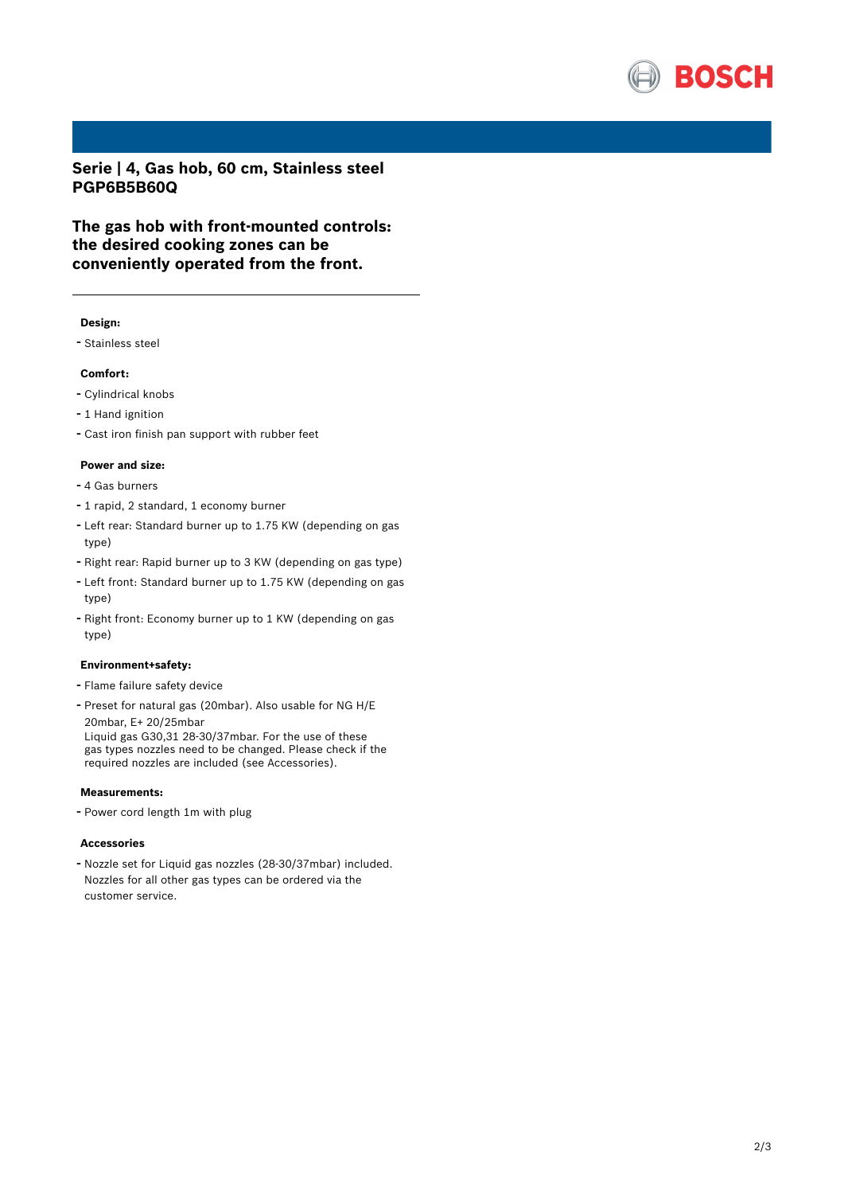## Serie | 4, Gas hob, 60 cm, Stainless steel PGP6B5B60Q

### The gas hob with front-mounted controls: the desired cooking zones can be conveniently operated from the front.

---

**Design:**

- Stainless steel

**Comfort:**

- Cylindrical knobs
- 1 Hand ignition
- Cast iron finish pan support with rubber feet

**Power and size:**

- 4 Gas burners
- 1 rapid, 2 standard, 1 economy burner
- Left rear: Standard burner up to 1.75 KW (depending on gas type)
- Right rear: Rapid burner up to 3 KW (depending on gas type)
- Left front: Standard burner up to 1.75 KW (depending on gas type)
- Right front: Economy burner up to 1 KW (depending on gas type)

**Environment+safety:**

- Flame failure safety device
- Preset for natural gas (20mbar). Also usable for NG H/E 20mbar, E+ 20/25mbar
  Liquid gas G30,31 28-30/37mbar. For the use of these gas types nozzles need to be changed. Please check if the required nozzles are included (see Accessories).

**Measurements:**

- Power cord length 1m with plug

**Accessories**

- Nozzle set for Liquid gas nozzles (28-30/37mbar) included. Nozzles for all other gas types can be ordered via the customer service.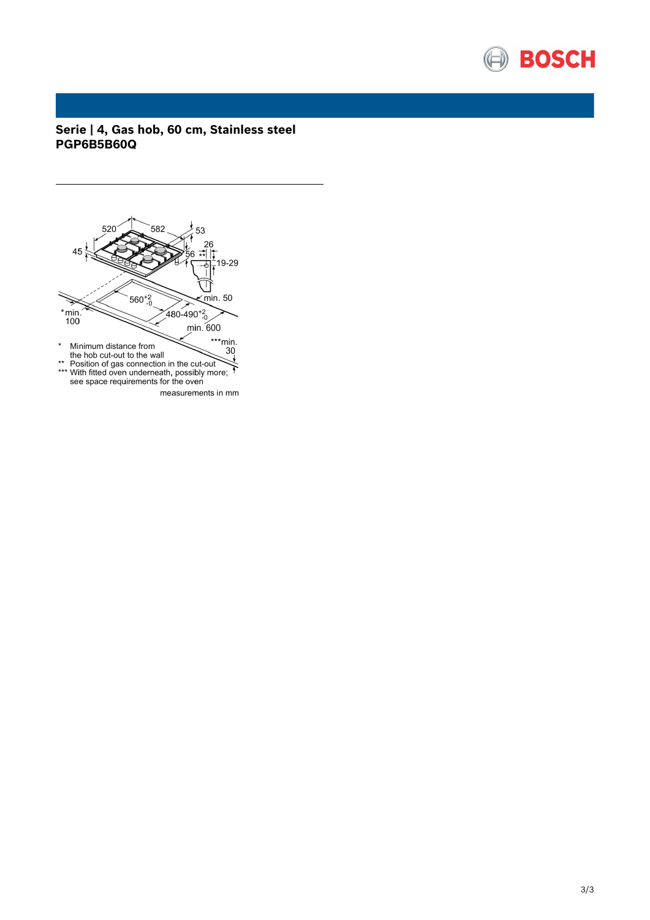**Serie | 4, Gas hob, 60 cm, Stainless steel**
**PGP6B5B60Q**

520
582
53
45
26
56
**
19-29
$560^{+2}_{-0}$
min. 50
*min.
100
$480\text{-}490^{+2}_{-0}$
min. 600
***min.
30

\* Minimum distance from the hob cut-out to the wall
** Position of gas connection in the cut-out
*** With fitted oven underneath, possibly more; see space requirements for the oven

measurements in mm